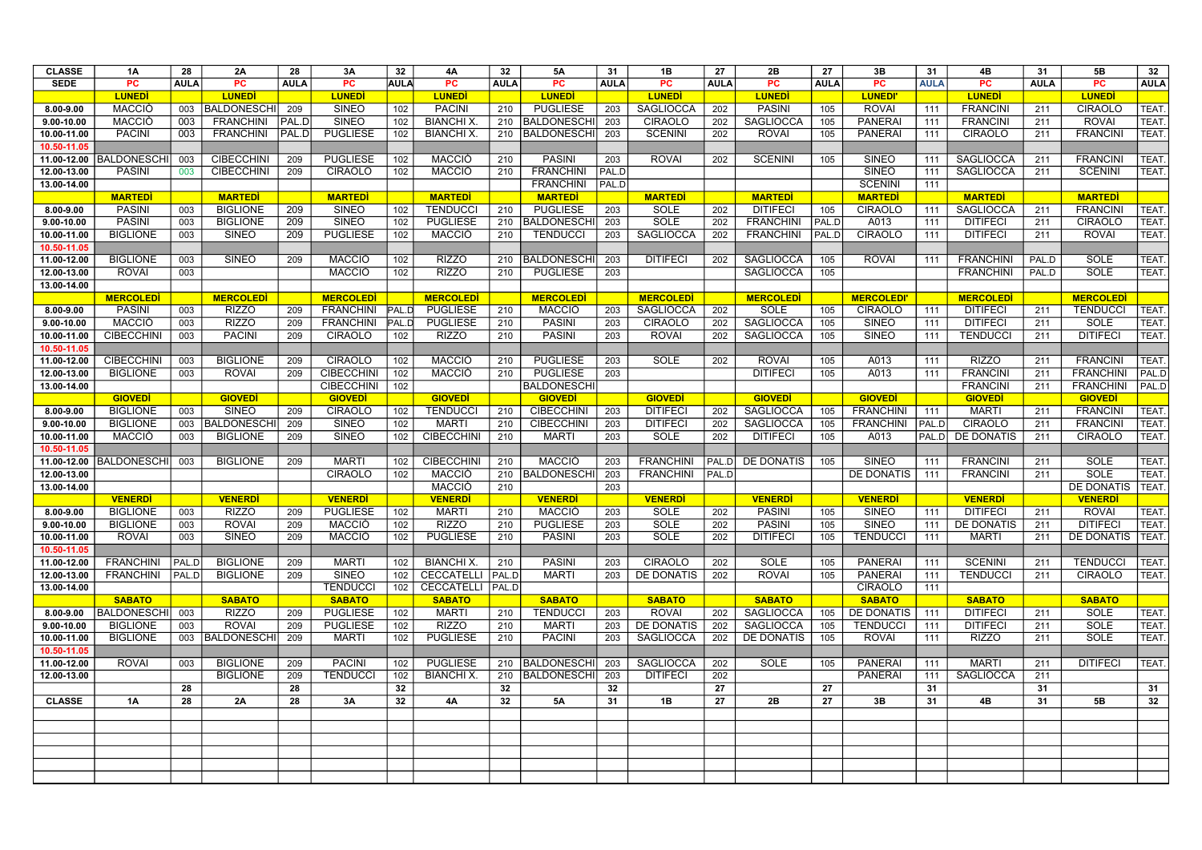| CLASSE | 1A | 28 | 2A | 28 | 3A | 32 | 4A | 32 | 5A | 31 | 1B | 27 | 2B | 27 | 3B | 31 | 4B | 31 | 5B | 32 |
|---|---|---|---|---|---|---|---|---|---|---|---|---|---|---|---|---|---|---|---|---|
| SEDE | PC | AULA | PC | AULA | PC | AULA | PC | AULA | PC | AULA | PC | AULA | PC | AULA | PC | AULA | PC | AULA | PC | AULA |
| | LUNEDÌ | | LUNEDÌ | | LUNEDÌ | | LUNEDÌ | | LUNEDÌ | | LUNEDÌ | | LUNEDÌ | | LUNEDI' | | LUNEDÌ | | LUNEDÌ | |
| 8.00-9.00 | MACCIÒ | 003 | BALDONESCHI | 209 | SINEO | 102 | PACINI | 210 | PUGLIESE | 203 | SAGLIOCCA | 202 | PASINI | 105 | ROVAI | 111 | FRANCINI | 211 | CIRAOLO | TEAT. |
| 9.00-10.00 | MACCIÒ | 003 | FRANCHINI | PAL.D | SINEO | 102 | BIANCHI X. | 210 | BALDONESCHI | 203 | CIRAOLO | 202 | SAGLIOCCA | 105 | PANERAI | 111 | FRANCINI | 211 | ROVAI | TEAT. |
| 10.00-11.00 | PACINI | 003 | FRANCHINI | PAL.D | PUGLIESE | 102 | BIANCHI X. | 210 | BALDONESCHI | 203 | SCENINI | 202 | ROVAI | 105 | PANERAI | 111 | CIRAOLO | 211 | FRANCINI | TEAT. |
| 10.50-11.05 | | | | | | | | | | | | | | | | | | | | |
| 11.00-12.00 | BALDONESCHI | 003 | CIBECCHINI | 209 | PUGLIESE | 102 | MACCIÒ | 210 | PASINI | 203 | ROVAI | 202 | SCENINI | 105 | SINEO | 111 | SAGLIOCCA | 211 | FRANCINI | TEAT. |
| 12.00-13.00 | PASINI | 003 | CIBECCHINI | 209 | CIRAOLO | 102 | MACCIÒ | 210 | FRANCHINI | PAL.D | | | | | SINEO | 111 | SAGLIOCCA | 211 | SCENINI | TEAT. |
| 13.00-14.00 | | | | | | | | | FRANCHINI | PAL.D | | | | | SCENINI | 111 | | | | |
| | MARTEDÌ | | MARTEDÌ | | MARTEDÌ | | MARTEDÌ | | MARTEDÌ | | MARTEDÌ | | MARTEDÌ | | MARTEDÌ | | MARTEDÌ | | MARTEDÌ | |
| 8.00-9.00 | PASINI | 003 | BIGLIONE | 209 | SINEO | 102 | TENDUCCI | 210 | PUGLIESE | 203 | SOLE | 202 | DITIFECI | 105 | CIRAOLO | 111 | SAGLIOCCA | 211 | FRANCINI | TEAT. |
| 9.00-10.00 | PASINI | 003 | BIGLIONE | 209 | SINEO | 102 | PUGLIESE | 210 | BALDONESCHI | 203 | SOLE | 202 | FRANCHINI | PAL.D | A013 | 111 | DITIFECI | 211 | CIRAOLO | TEAT. |
| 10.00-11.00 | BIGLIONE | 003 | SINEO | 209 | PUGLIESE | 102 | MACCIÒ | 210 | TENDUCCI | 203 | SAGLIOCCA | 202 | FRANCHINI | PAL.D | CIRAOLO | 111 | DITIFECI | 211 | ROVAI | TEAT. |
| 10.50-11.05 | | | | | | | | | | | | | | | | | | | | |
| 11.00-12.00 | BIGLIONE | 003 | SINEO | 209 | MACCIÒ | 102 | RIZZO | 210 | BALDONESCHI | 203 | DITIFECI | 202 | SAGLIOCCA | 105 | ROVAI | 111 | FRANCHINI | PAL.D | SOLE | TEAT. |
| 12.00-13.00 | ROVAI | 003 | | | MACCIÒ | 102 | RIZZO | 210 | PUGLIESE | 203 | | | SAGLIOCCA | 105 | | | FRANCHINI | PAL.D | SOLE | TEAT. |
| 13.00-14.00 | | | | | | | | | | | | | | | | | | | | |
| | MERCOLEDÌ | | MERCOLEDÌ | | MERCOLEDÌ | | MERCOLEDÌ | | MERCOLEDÌ | | MERCOLEDÌ | | MERCOLEDÌ | | MERCOLEDI' | | MERCOLEDÌ | | MERCOLEDÌ | |
| 8.00-9.00 | PASINI | 003 | RIZZO | 209 | FRANCHINI | PAL.D | PUGLIESE | 210 | MACCIÒ | 203 | SAGLIOCCA | 202 | SOLE | 105 | CIRAOLO | 111 | DITIFECI | 211 | TENDUCCI | TEAT. |
| 9.00-10.00 | MACCIÒ | 003 | RIZZO | 209 | FRANCHINI | PAL.D | PUGLIESE | 210 | PASINI | 203 | CIRAOLO | 202 | SAGLIOCCA | 105 | SINEO | 111 | DITIFECI | 211 | SOLE | TEAT. |
| 10.00-11.00 | CIBECCHINI | 003 | PACINI | 209 | CIRAOLO | 102 | RIZZO | 210 | PASINI | 203 | ROVAI | 202 | SAGLIOCCA | 105 | SINEO | 111 | TENDUCCI | 211 | DITIFECI | TEAT. |
| 10.50-11.05 | | | | | | | | | | | | | | | | | | | | |
| 11.00-12.00 | CIBECCHINI | 003 | BIGLIONE | 209 | CIRAOLO | 102 | MACCIÒ | 210 | PUGLIESE | 203 | SOLE | 202 | ROVAI | 105 | A013 | 111 | RIZZO | 211 | FRANCINI | TEAT. |
| 12.00-13.00 | BIGLIONE | 003 | ROVAI | 209 | CIBECCHINI | 102 | MACCIÒ | 210 | PUGLIESE | 203 | | | DITIFECI | 105 | A013 | 111 | FRANCINI | 211 | FRANCHINI | PAL.D |
| 13.00-14.00 | | | | | CIBECCHINI | 102 | | | BALDONESCHI | | | | | | | | FRANCINI | 211 | FRANCHINI | PAL.D |
| | GIOVEDÌ | | GIOVEDÌ | | GIOVEDÌ | | GIOVEDÌ | | GIOVEDÌ | | GIOVEDÌ | | GIOVEDÌ | | GIOVEDÌ | | GIOVEDÌ | | GIOVEDÌ | |
| 8.00-9.00 | BIGLIONE | 003 | SINEO | 209 | CIRAOLO | 102 | TENDUCCI | 210 | CIBECCHINI | 203 | DITIFECI | 202 | SAGLIOCCA | 105 | FRANCHINI | 111 | MARTI | 211 | FRANCINI | TEAT. |
| 9.00-10.00 | BIGLIONE | 003 | BALDONESCHI | 209 | SINEO | 102 | MARTI | 210 | CIBECCHINI | 203 | DITIFECI | 202 | SAGLIOCCA | 105 | FRANCHINI | PAL.D | CIRAOLO | 211 | FRANCINI | TEAT. |
| 10.00-11.00 | MACCIÒ | 003 | BIGLIONE | 209 | SINEO | 102 | CIBECCHINI | 210 | MARTI | 203 | SOLE | 202 | DITIFECI | 105 | A013 | PAL.D | DE DONATIS | 211 | CIRAOLO | TEAT. |
| 10.50-11.05 | | | | | | | | | | | | | | | | | | | | |
| 11.00-12.00 | BALDONESCHI | 003 | BIGLIONE | 209 | MARTI | 102 | CIBECCHINI | 210 | MACCIÒ | 203 | FRANCHINI | PAL.D | DE DONATIS | 105 | SINEO | 111 | FRANCINI | 211 | SOLE | TEAT. |
| 12.00-13.00 | | | | | CIRAOLO | 102 | MACCIÒ | 210 | BALDONESCHI | 203 | FRANCHINI | PAL.D | | | DE DONATIS | 111 | FRANCINI | 211 | SOLE | TEAT. |
| 13.00-14.00 | | | | | | | MACCIÒ | 210 | | 203 | | | | | | | | | DE DONATIS | TEAT. |
| | VENERDÌ | | VENERDÌ | | VENERDÌ | | VENERDÌ | | VENERDÌ | | VENERDÌ | | VENERDÌ | | VENERDÌ | | VENERDÌ | | VENERDÌ | |
| 8.00-9.00 | BIGLIONE | 003 | RIZZO | 209 | PUGLIESE | 102 | MARTI | 210 | MACCIÒ | 203 | SOLE | 202 | PASINI | 105 | SINEO | 111 | DITIFECI | 211 | ROVAI | TEAT. |
| 9.00-10.00 | BIGLIONE | 003 | ROVAI | 209 | MACCIÒ | 102 | RIZZO | 210 | PUGLIESE | 203 | SOLE | 202 | PASINI | 105 | SINEO | 111 | DE DONATIS | 211 | DITIFECI | TEAT. |
| 10.00-11.00 | ROVAI | 003 | SINEO | 209 | MACCIÒ | 102 | PUGLIESE | 210 | PASINI | 203 | SOLE | 202 | DITIFECI | 105 | TENDUCCI | 111 | MARTI | 211 | DE DONATIS | TEAT. |
| 10.50-11.05 | | | | | | | | | | | | | | | | | | | | |
| 11.00-12.00 | FRANCHINI | PAL.D | BIGLIONE | 209 | MARTI | 102 | BIANCHI X. | 210 | PASINI | 203 | CIRAOLO | 202 | SOLE | 105 | PANERAI | 111 | SCENINI | 211 | TENDUCCI | TEAT. |
| 12.00-13.00 | FRANCHINI | PAL.D | BIGLIONE | 209 | SINEO | 102 | CECCATELLI | PAL.D | MARTI | 203 | DE DONATIS | 202 | ROVAI | 105 | PANERAI | 111 | TENDUCCI | 211 | CIRAOLO | TEAT. |
| 13.00-14.00 | | | | | TENDUCCI | 102 | CECCATELLI | PAL.D | | | | | | | CIRAOLO | 111 | | | | |
| | SABATO | | SABATO | | SABATO | | SABATO | | SABATO | | SABATO | | SABATO | | SABATO | | SABATO | | SABATO | |
| 8.00-9.00 | BALDONESCHI | 003 | RIZZO | 209 | PUGLIESE | 102 | MARTI | 210 | TENDUCCI | 203 | ROVAI | 202 | SAGLIOCCA | 105 | DE DONATIS | 111 | DITIFECI | 211 | SOLE | TEAT. |
| 9.00-10.00 | BIGLIONE | 003 | ROVAI | 209 | PUGLIESE | 102 | RIZZO | 210 | MARTI | 203 | DE DONATIS | 202 | SAGLIOCCA | 105 | TENDUCCI | 111 | DITIFECI | 211 | SOLE | TEAT. |
| 10.00-11.00 | BIGLIONE | 003 | BALDONESCHI | 209 | MARTI | 102 | PUGLIESE | 210 | PACINI | 203 | SAGLIOCCA | 202 | DE DONATIS | 105 | ROVAI | 111 | RIZZO | 211 | SOLE | TEAT. |
| 10.50-11.05 | | | | | | | | | | | | | | | | | | | | |
| 11.00-12.00 | ROVAI | 003 | BIGLIONE | 209 | PACINI | 102 | PUGLIESE | 210 | BALDONESCHI | 203 | SAGLIOCCA | 202 | SOLE | 105 | PANERAI | 111 | MARTI | 211 | DITIFECI | TEAT. |
| 12.00-13.00 | | | BIGLIONE | 209 | TENDUCCI | 102 | BIANCHI X. | 210 | BALDONESCHI | 203 | DITIFECI | 202 | | | PANERAI | 111 | SAGLIOCCA | 211 | | |
| | | 28 | | 28 | | 32 | | 32 | | 32 | | 27 | | 27 | | 31 | | 31 | | 31 |
| CLASSE | 1A | 28 | 2A | 28 | 3A | 32 | 4A | 32 | 5A | 31 | 1B | 27 | 2B | 27 | 3B | 31 | 4B | 31 | 5B | 32 |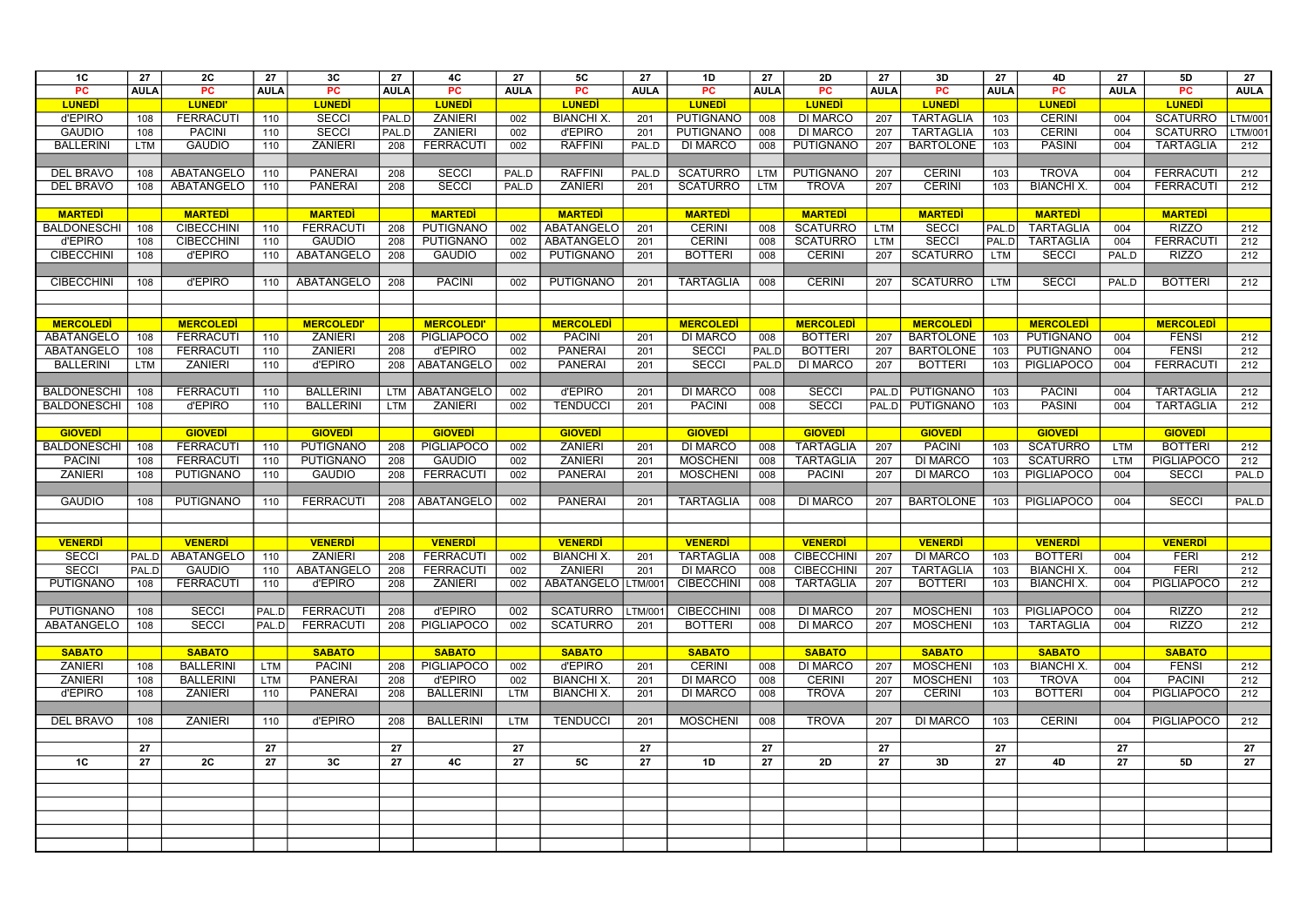| 1C | 27 | 2C | 27 | 3C | 27 | 4C | 27 | 5C | 27 | 1D | 27 | 2D | 27 | 3D | 27 | 4D | 27 | 5D | 27 |
|---|---|---|---|---|---|---|---|---|---|---|---|---|---|---|---|---|---|---|---|
| PC | AULA | PC | AULA | PC | AULA | PC | AULA | PC | AULA | PC | AULA | PC | AULA | PC | AULA | PC | AULA | PC | AULA |
| LUNEDÌ | | LUNEDI' | | LUNEDÌ | | LUNEDÌ | | LUNEDÌ | | LUNEDÌ | | LUNEDÌ | | LUNEDÌ | | LUNEDÌ | | LUNEDÌ | |
| d'EPIRO | 108 | FERRACUTI | 110 | SECCI | PAL.D | ZANIERI | 002 | BIANCHI X. | 201 | PUTIGNANO | 008 | DI MARCO | 207 | TARTAGLIA | 103 | CERINI | 004 | SCATURRO | LTM/001 |
| GAUDIO | 108 | PACINI | 110 | SECCI | PAL.D | ZANIERI | 002 | d'EPIRO | 201 | PUTIGNANO | 008 | DI MARCO | 207 | TARTAGLIA | 103 | CERINI | 004 | SCATURRO | LTM/001 |
| BALLERINI | LTM | GAUDIO | 110 | ZANIERI | 208 | FERRACUTI | 002 | RAFFINI | PAL.D | DI MARCO | 008 | PUTIGNANO | 207 | BARTOLONE | 103 | PASINI | 004 | TARTAGLIA | 212 |
| | | | | | | | | | | | | | | | | | | | |
| DEL BRAVO | 108 | ABATANGELO | 110 | PANERAI | 208 | SECCI | PAL.D | RAFFINI | PAL.D | SCATURRO | LTM | PUTIGNANO | 207 | CERINI | 103 | TROVA | 004 | FERRACUTI | 212 |
| DEL BRAVO | 108 | ABATANGELO | 110 | PANERAI | 208 | SECCI | PAL.D | ZANIERI | 201 | SCATURRO | LTM | TROVA | 207 | CERINI | 103 | BIANCHI X. | 004 | FERRACUTI | 212 |
| | | | | | | | | | | | | | | | | | | | |
| MARTEDÌ | | MARTEDÌ | | MARTEDÌ | | MARTEDÌ | | MARTEDÌ | | MARTEDÌ | | MARTEDÌ | | MARTEDÌ | | MARTEDÌ | | MARTEDÌ | |
| BALDONESCHI | 108 | CIBECCHINI | 110 | FERRACUTI | 208 | PUTIGNANO | 002 | ABATANGELO | 201 | CERINI | 008 | SCATURRO | LTM | SECCI | PAL.D | TARTAGLIA | 004 | RIZZO | 212 |
| d'EPIRO | 108 | CIBECCHINI | 110 | GAUDIO | 208 | PUTIGNANO | 002 | ABATANGELO | 201 | CERINI | 008 | SCATURRO | LTM | SECCI | PAL.D | TARTAGLIA | 004 | FERRACUTI | 212 |
| CIBECCHINI | 108 | d'EPIRO | 110 | ABATANGELO | 208 | GAUDIO | 002 | PUTIGNANO | 201 | BOTTERI | 008 | CERINI | 207 | SCATURRO | LTM | SECCI | PAL.D | RIZZO | 212 |
| | | | | | | | | | | | | | | | | | | | |
| CIBECCHINI | 108 | d'EPIRO | 110 | ABATANGELO | 208 | PACINI | 002 | PUTIGNANO | 201 | TARTAGLIA | 008 | CERINI | 207 | SCATURRO | LTM | SECCI | PAL.D | BOTTERI | 212 |
| | | | | | | | | | | | | | | | | | | | |
| | | | | | | | | | | | | | | | | | | | |
| MERCOLEDÌ | | MERCOLEDÌ | | MERCOLEDI' | | MERCOLEDI' | | MERCOLEDÌ | | MERCOLEDÌ | | MERCOLEDÌ | | MERCOLEDÌ | | MERCOLEDÌ | | MERCOLEDÌ | |
| ABATANGELO | 108 | FERRACUTI | 110 | ZANIERI | 208 | PIGLIAPOCO | 002 | PACINI | 201 | DI MARCO | 008 | BOTTERI | 207 | BARTOLONE | 103 | PUTIGNANO | 004 | FENSI | 212 |
| ABATANGELO | 108 | FERRACUTI | 110 | ZANIERI | 208 | d'EPIRO | 002 | PANERAI | 201 | SECCI | PAL.D | BOTTERI | 207 | BARTOLONE | 103 | PUTIGNANO | 004 | FENSI | 212 |
| BALLERINI | LTM | ZANIERI | 110 | d'EPIRO | 208 | ABATANGELO | 002 | PANERAI | 201 | SECCI | PAL.D | DI MARCO | 207 | BOTTERI | 103 | PIGLIAPOCO | 004 | FERRACUTI | 212 |
| | | | | | | | | | | | | | | | | | | | |
| BALDONESCHI | 108 | FERRACUTI | 110 | BALLERINI | LTM | ABATANGELO | 002 | d'EPIRO | 201 | DI MARCO | 008 | SECCI | PAL.D | PUTIGNANO | 103 | PACINI | 004 | TARTAGLIA | 212 |
| BALDONESCHI | 108 | d'EPIRO | 110 | BALLERINI | LTM | ZANIERI | 002 | TENDUCCI | 201 | PACINI | 008 | SECCI | PAL.D | PUTIGNANO | 103 | PASINI | 004 | TARTAGLIA | 212 |
| | | | | | | | | | | | | | | | | | | | |
| GIOVEDÌ | | GIOVEDÌ | | GIOVEDÌ | | GIOVEDÌ | | GIOVEDÌ | | GIOVEDÌ | | GIOVEDÌ | | GIOVEDÌ | | GIOVEDÌ | | GIOVEDÌ | |
| BALDONESCHI | 108 | FERRACUTI | 110 | PUTIGNANO | 208 | PIGLIAPOCO | 002 | ZANIERI | 201 | DI MARCO | 008 | TARTAGLIA | 207 | PACINI | 103 | SCATURRO | LTM | BOTTERI | 212 |
| PACINI | 108 | FERRACUTI | 110 | PUTIGNANO | 208 | GAUDIO | 002 | ZANIERI | 201 | MOSCHENI | 008 | TARTAGLIA | 207 | DI MARCO | 103 | SCATURRO | LTM | PIGLIAPOCO | 212 |
| ZANIERI | 108 | PUTIGNANO | 110 | GAUDIO | 208 | FERRACUTI | 002 | PANERAI | 201 | MOSCHENI | 008 | PACINI | 207 | DI MARCO | 103 | PIGLIAPOCO | 004 | SECCI | PAL.D |
| | | | | | | | | | | | | | | | | | | | |
| GAUDIO | 108 | PUTIGNANO | 110 | FERRACUTI | 208 | ABATANGELO | 002 | PANERAI | 201 | TARTAGLIA | 008 | DI MARCO | 207 | BARTOLONE | 103 | PIGLIAPOCO | 004 | SECCI | PAL.D |
| | | | | | | | | | | | | | | | | | | | |
| | | | | | | | | | | | | | | | | | | | |
| VENERDÌ | | VENERDÌ | | VENERDÌ | | VENERDÌ | | VENERDÌ | | VENERDÌ | | VENERDÌ | | VENERDÌ | | VENERDÌ | | VENERDÌ | |
| SECCI | PAL.D | ABATANGELO | 110 | ZANIERI | 208 | FERRACUTI | 002 | BIANCHI X. | 201 | TARTAGLIA | 008 | CIBECCHINI | 207 | DI MARCO | 103 | BOTTERI | 004 | FERI | 212 |
| SECCI | PAL.D | GAUDIO | 110 | ABATANGELO | 208 | FERRACUTI | 002 | ZANIERI | 201 | DI MARCO | 008 | CIBECCHINI | 207 | TARTAGLIA | 103 | BIANCHI X. | 004 | FERI | 212 |
| PUTIGNANO | 108 | FERRACUTI | 110 | d'EPIRO | 208 | ZANIERI | 002 | ABATANGELO | LTM/001 | CIBECCHINI | 008 | TARTAGLIA | 207 | BOTTERI | 103 | BIANCHI X. | 004 | PIGLIAPOCO | 212 |
| | | | | | | | | | | | | | | | | | | | |
| PUTIGNANO | 108 | SECCI | PAL.D | FERRACUTI | 208 | d'EPIRO | 002 | SCATURRO | LTM/001 | CIBECCHINI | 008 | DI MARCO | 207 | MOSCHENI | 103 | PIGLIAPOCO | 004 | RIZZO | 212 |
| ABATANGELO | 108 | SECCI | PAL.D | FERRACUTI | 208 | PIGLIAPOCO | 002 | SCATURRO | 201 | BOTTERI | 008 | DI MARCO | 207 | MOSCHENI | 103 | TARTAGLIA | 004 | RIZZO | 212 |
| | | | | | | | | | | | | | | | | | | | |
| SABATO | | SABATO | | SABATO | | SABATO | | SABATO | | SABATO | | SABATO | | SABATO | | SABATO | | SABATO | |
| ZANIERI | 108 | BALLERINI | LTM | PACINI | 208 | PIGLIAPOCO | 002 | d'EPIRO | 201 | CERINI | 008 | DI MARCO | 207 | MOSCHENI | 103 | BIANCHI X. | 004 | FENSI | 212 |
| ZANIERI | 108 | BALLERINI | LTM | PANERAI | 208 | d'EPIRO | 002 | BIANCHI X. | 201 | DI MARCO | 008 | CERINI | 207 | MOSCHENI | 103 | TROVA | 004 | PACINI | 212 |
| d'EPIRO | 108 | ZANIERI | 110 | PANERAI | 208 | BALLERINI | LTM | BIANCHI X. | 201 | DI MARCO | 008 | TROVA | 207 | CERINI | 103 | BOTTERI | 004 | PIGLIAPOCO | 212 |
| | | | | | | | | | | | | | | | | | | | |
| DEL BRAVO | 108 | ZANIERI | 110 | d'EPIRO | 208 | BALLERINI | LTM | TENDUCCI | 201 | MOSCHENI | 008 | TROVA | 207 | DI MARCO | 103 | CERINI | 004 | PIGLIAPOCO | 212 |
| | | | | | | | | | | | | | | | | | | | |
| | 27 | | 27 | | 27 | | 27 | | 27 | | 27 | | 27 | | 27 | | 27 | | 27 |
| 1C | 27 | 2C | 27 | 3C | 27 | 4C | 27 | 5C | 27 | 1D | 27 | 2D | 27 | 3D | 27 | 4D | 27 | 5D | 27 |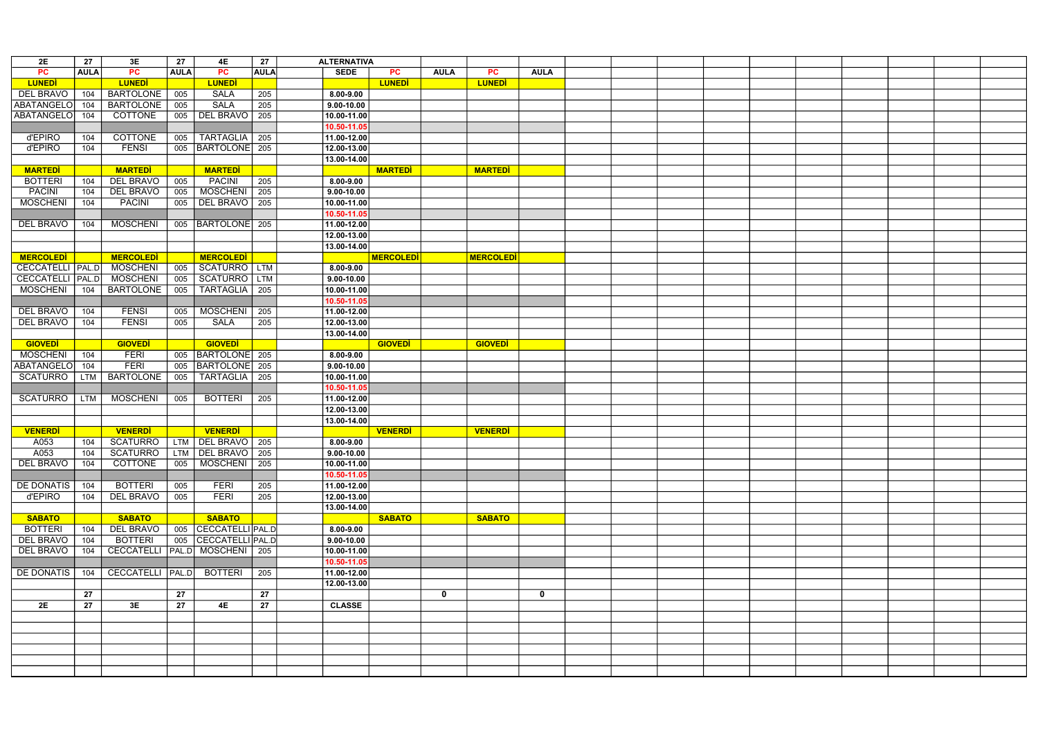| 2E | 27 | 3E | 27 | 4E | 27 | | ALTERNATIVA | | | | |
|---|---|---|---|---|---|---|---|---|---|---|---|
| PC | AULA | PC | AULA | PC | AULA | | SEDE | PC | AULA | PC | AULA |
| LUNEDÌ | | LUNEDÌ | | LUNEDÌ | | | | LUNEDÌ | | LUNEDÌ | |
| DEL BRAVO | 104 | BARTOLONE | 005 | SALA | 205 | | 8.00-9.00 | | | | |
| ABATANGELO | 104 | BARTOLONE | 005 | SALA | 205 | | 9.00-10.00 | | | | |
| ABATANGELO | 104 | COTTONE | 005 | DEL BRAVO | 205 | | 10.00-11.00 | | | | |
| | | | | | | | 10.50-11.05 | | | | |
| d'EPIRO | 104 | COTTONE | 005 | TARTAGLIA | 205 | | 11.00-12.00 | | | | |
| d'EPIRO | 104 | FENSI | 005 | BARTOLONE | 205 | | 12.00-13.00 | | | | |
| | | | | | | | 13.00-14.00 | | | | |
| MARTEDÌ | | MARTEDÌ | | MARTEDÌ | | | | MARTEDÌ | | MARTEDÌ | |
| BOTTERI | 104 | DEL BRAVO | 005 | PACINI | 205 | | 8.00-9.00 | | | | |
| PACINI | 104 | DEL BRAVO | 005 | MOSCHENI | 205 | | 9.00-10.00 | | | | |
| MOSCHENI | 104 | PACINI | 005 | DEL BRAVO | 205 | | 10.00-11.00 | | | | |
| | | | | | | | 10.50-11.05 | | | | |
| DEL BRAVO | 104 | MOSCHENI | 005 | BARTOLONE | 205 | | 11.00-12.00 | | | | |
| | | | | | | | 12.00-13.00 | | | | |
| | | | | | | | 13.00-14.00 | | | | |
| MERCOLEDÌ | | MERCOLEDÌ | | MERCOLEDÌ | | | | MERCOLEDÌ | | MERCOLEDÌ | |
| CECCATELLI | PAL.D | MOSCHENI | 005 | SCATURRO | LTM | | 8.00-9.00 | | | | |
| CECCATELLI | PAL.D | MOSCHENI | 005 | SCATURRO | LTM | | 9.00-10.00 | | | | |
| MOSCHENI | 104 | BARTOLONE | 005 | TARTAGLIA | 205 | | 10.00-11.00 | | | | |
| | | | | | | | 10.50-11.05 | | | | |
| DEL BRAVO | 104 | FENSI | 005 | MOSCHENI | 205 | | 11.00-12.00 | | | | |
| DEL BRAVO | 104 | FENSI | 005 | SALA | 205 | | 12.00-13.00 | | | | |
| | | | | | | | 13.00-14.00 | | | | |
| GIOVEDÌ | | GIOVEDÌ | | GIOVEDÌ | | | | GIOVEDÌ | | GIOVEDÌ | |
| MOSCHENI | 104 | FERI | 005 | BARTOLONE | 205 | | 8.00-9.00 | | | | |
| ABATANGELO | 104 | FERI | 005 | BARTOLONE | 205 | | 9.00-10.00 | | | | |
| SCATURRO | LTM | BARTOLONE | 005 | TARTAGLIA | 205 | | 10.00-11.00 | | | | |
| | | | | | | | 10.50-11.05 | | | | |
| SCATURRO | LTM | MOSCHENI | 005 | BOTTERI | 205 | | 11.00-12.00 | | | | |
| | | | | | | | 12.00-13.00 | | | | |
| | | | | | | | 13.00-14.00 | | | | |
| VENERDÌ | | VENERDÌ | | VENERDÌ | | | | VENERDÌ | | VENERDÌ | |
| A053 | 104 | SCATURRO | LTM | DEL BRAVO | 205 | | 8.00-9.00 | | | | |
| A053 | 104 | SCATURRO | LTM | DEL BRAVO | 205 | | 9.00-10.00 | | | | |
| DEL BRAVO | 104 | COTTONE | 005 | MOSCHENI | 205 | | 10.00-11.00 | | | | |
| | | | | | | | 10.50-11.05 | | | | |
| DE DONATIS | 104 | BOTTERI | 005 | FERI | 205 | | 11.00-12.00 | | | | |
| d'EPIRO | 104 | DEL BRAVO | 005 | FERI | 205 | | 12.00-13.00 | | | | |
| | | | | | | | 13.00-14.00 | | | | |
| SABATO | | SABATO | | SABATO | | | | SABATO | | SABATO | |
| BOTTERI | 104 | DEL BRAVO | 005 | CECCATELLI | PAL.D | | 8.00-9.00 | | | | |
| DEL BRAVO | 104 | BOTTERI | 005 | CECCATELLI | PAL.D | | 9.00-10.00 | | | | |
| DEL BRAVO | 104 | CECCATELLI | PAL.D | MOSCHENI | 205 | | 10.00-11.00 | | | | |
| | | | | | | | 10.50-11.05 | | | | |
| DE DONATIS | 104 | CECCATELLI | PAL.D | BOTTERI | 205 | | 11.00-12.00 | | | | |
| | | | | | | | 12.00-13.00 | | | | |
| | 27 | | 27 | | 27 | | | | 0 | | 0 |
| 2E | 27 | 3E | 27 | 4E | 27 | | CLASSE | | | | |